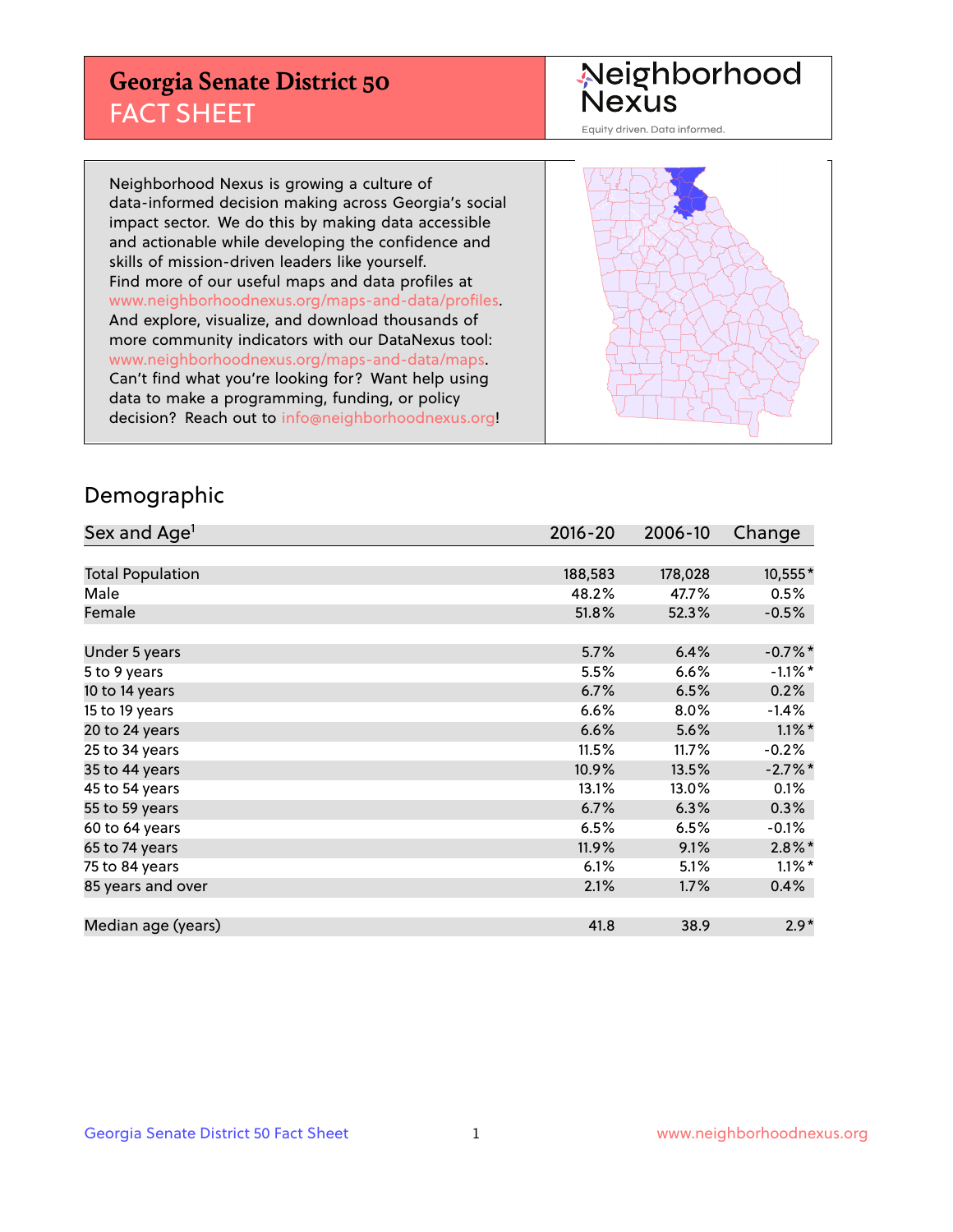# Georgia Senate District 50
## FACT SHEET

Neighborhood Nexus
Equity driven. Data informed.

Neighborhood Nexus is growing a culture of data-informed decision making across Georgia's social impact sector. We do this by making data accessible and actionable while developing the confidence and skills of mission-driven leaders like yourself. Find more of our useful maps and data profiles at www.neighborhoodnexus.org/maps-and-data/profiles. And explore, visualize, and download thousands of more community indicators with our DataNexus tool: www.neighborhoodnexus.org/maps-and-data/maps. Can't find what you're looking for? Want help using data to make a programming, funding, or policy decision? Reach out to info@neighborhoodnexus.org!

## Demographic

| Sex and Age[1] | 2016-20 | 2006-10 | Change |
|---|---|---|---|
| Total Population | 188,583 | 178,028 | 10,555* |
| Male | 48.2% | 47.7% | 0.5% |
| Female | 51.8% | 52.3% | -0.5% |
| | | | |
| Under 5 years | 5.7% | 6.4% | -0.7%* |
| 5 to 9 years | 5.5% | 6.6% | -1.1%* |
| 10 to 14 years | 6.7% | 6.5% | 0.2% |
| 15 to 19 years | 6.6% | 8.0% | -1.4% |
| 20 to 24 years | 6.6% | 5.6% | 1.1%* |
| 25 to 34 years | 11.5% | 11.7% | -0.2% |
| 35 to 44 years | 10.9% | 13.5% | -2.7%* |
| 45 to 54 years | 13.1% | 13.0% | 0.1% |
| 55 to 59 years | 6.7% | 6.3% | 0.3% |
| 60 to 64 years | 6.5% | 6.5% | -0.1% |
| 65 to 74 years | 11.9% | 9.1% | 2.8%* |
| 75 to 84 years | 6.1% | 5.1% | 1.1%* |
| 85 years and over | 2.1% | 1.7% | 0.4% |
| | | | |
| Median age (years) | 41.8 | 38.9 | 2.9* |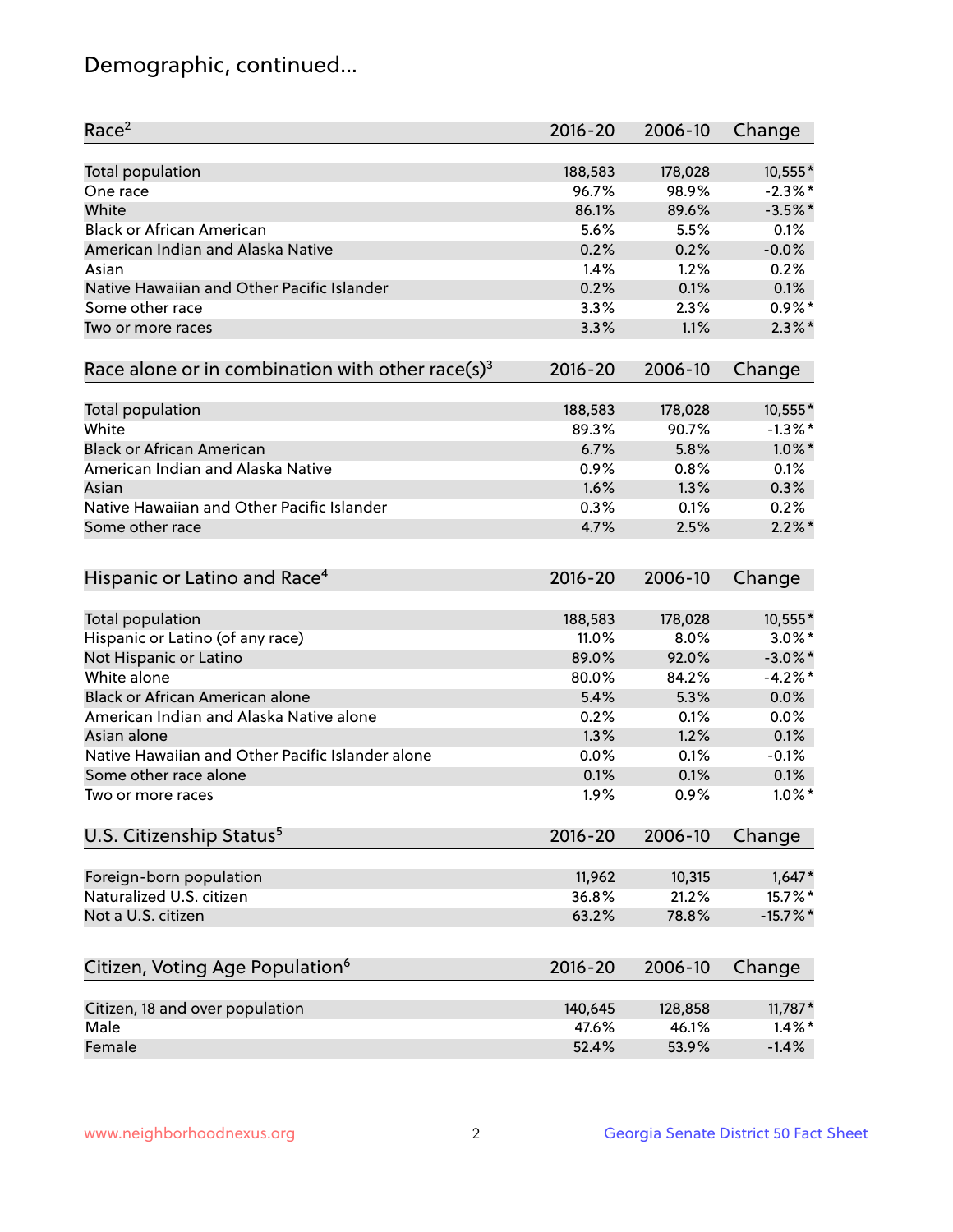# Demographic, continued...

| Race[2] | 2016-20 | 2006-10 | Change |
|---|---|---|---|
| Total population | 188,583 | 178,028 | 10,555* |
| One race | 96.7% | 98.9% | -2.3%* |
| White | 86.1% | 89.6% | -3.5%* |
| Black or African American | 5.6% | 5.5% | 0.1% |
| American Indian and Alaska Native | 0.2% | 0.2% | -0.0% |
| Asian | 1.4% | 1.2% | 0.2% |
| Native Hawaiian and Other Pacific Islander | 0.2% | 0.1% | 0.1% |
| Some other race | 3.3% | 2.3% | 0.9%* |
| Two or more races | 3.3% | 1.1% | 2.3%* |

| Race alone or in combination with other race(s)[3] | 2016-20 | 2006-10 | Change |
|---|---|---|---|
| Total population | 188,583 | 178,028 | 10,555* |
| White | 89.3% | 90.7% | -1.3%* |
| Black or African American | 6.7% | 5.8% | 1.0%* |
| American Indian and Alaska Native | 0.9% | 0.8% | 0.1% |
| Asian | 1.6% | 1.3% | 0.3% |
| Native Hawaiian and Other Pacific Islander | 0.3% | 0.1% | 0.2% |
| Some other race | 4.7% | 2.5% | 2.2%* |

| Hispanic or Latino and Race[4] | 2016-20 | 2006-10 | Change |
|---|---|---|---|
| Total population | 188,583 | 178,028 | 10,555* |
| Hispanic or Latino (of any race) | 11.0% | 8.0% | 3.0%* |
| Not Hispanic or Latino | 89.0% | 92.0% | -3.0%* |
| White alone | 80.0% | 84.2% | -4.2%* |
| Black or African American alone | 5.4% | 5.3% | 0.0% |
| American Indian and Alaska Native alone | 0.2% | 0.1% | 0.0% |
| Asian alone | 1.3% | 1.2% | 0.1% |
| Native Hawaiian and Other Pacific Islander alone | 0.0% | 0.1% | -0.1% |
| Some other race alone | 0.1% | 0.1% | 0.1% |
| Two or more races | 1.9% | 0.9% | 1.0%* |

| U.S. Citizenship Status[5] | 2016-20 | 2006-10 | Change |
|---|---|---|---|
| Foreign-born population | 11,962 | 10,315 | 1,647* |
| Naturalized U.S. citizen | 36.8% | 21.2% | 15.7%* |
| Not a U.S. citizen | 63.2% | 78.8% | -15.7%* |

| Citizen, Voting Age Population[6] | 2016-20 | 2006-10 | Change |
|---|---|---|---|
| Citizen, 18 and over population | 140,645 | 128,858 | 11,787* |
| Male | 47.6% | 46.1% | 1.4%* |
| Female | 52.4% | 53.9% | -1.4% |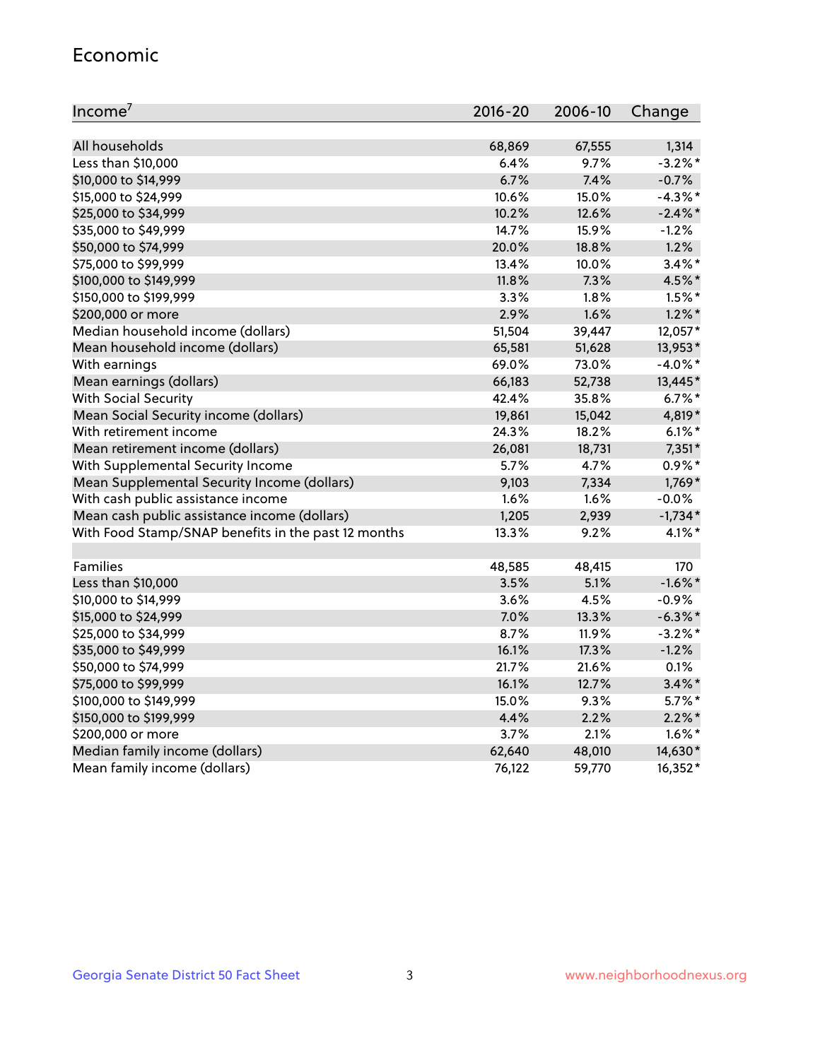## Economic

| Income[7] | 2016-20 | 2006-10 | Change |
|---|---|---|---|
| All households | 68,869 | 67,555 | 1,314 |
| Less than $10,000 | 6.4% | 9.7% | -3.2%* |
| $10,000 to $14,999 | 6.7% | 7.4% | -0.7% |
| $15,000 to $24,999 | 10.6% | 15.0% | -4.3%* |
| $25,000 to $34,999 | 10.2% | 12.6% | -2.4%* |
| $35,000 to $49,999 | 14.7% | 15.9% | -1.2% |
| $50,000 to $74,999 | 20.0% | 18.8% | 1.2% |
| $75,000 to $99,999 | 13.4% | 10.0% | 3.4%* |
| $100,000 to $149,999 | 11.8% | 7.3% | 4.5%* |
| $150,000 to $199,999 | 3.3% | 1.8% | 1.5%* |
| $200,000 or more | 2.9% | 1.6% | 1.2%* |
| Median household income (dollars) | 51,504 | 39,447 | 12,057* |
| Mean household income (dollars) | 65,581 | 51,628 | 13,953* |
| With earnings | 69.0% | 73.0% | -4.0%* |
| Mean earnings (dollars) | 66,183 | 52,738 | 13,445* |
| With Social Security | 42.4% | 35.8% | 6.7%* |
| Mean Social Security income (dollars) | 19,861 | 15,042 | 4,819* |
| With retirement income | 24.3% | 18.2% | 6.1%* |
| Mean retirement income (dollars) | 26,081 | 18,731 | 7,351* |
| With Supplemental Security Income | 5.7% | 4.7% | 0.9%* |
| Mean Supplemental Security Income (dollars) | 9,103 | 7,334 | 1,769* |
| With cash public assistance income | 1.6% | 1.6% | -0.0% |
| Mean cash public assistance income (dollars) | 1,205 | 2,939 | -1,734* |
| With Food Stamp/SNAP benefits in the past 12 months | 13.3% | 9.2% | 4.1%* |
| | | | |
| Families | 48,585 | 48,415 | 170 |
| Less than $10,000 | 3.5% | 5.1% | -1.6%* |
| $10,000 to $14,999 | 3.6% | 4.5% | -0.9% |
| $15,000 to $24,999 | 7.0% | 13.3% | -6.3%* |
| $25,000 to $34,999 | 8.7% | 11.9% | -3.2%* |
| $35,000 to $49,999 | 16.1% | 17.3% | -1.2% |
| $50,000 to $74,999 | 21.7% | 21.6% | 0.1% |
| $75,000 to $99,999 | 16.1% | 12.7% | 3.4%* |
| $100,000 to $149,999 | 15.0% | 9.3% | 5.7%* |
| $150,000 to $199,999 | 4.4% | 2.2% | 2.2%* |
| $200,000 or more | 3.7% | 2.1% | 1.6%* |
| Median family income (dollars) | 62,640 | 48,010 | 14,630* |
| Mean family income (dollars) | 76,122 | 59,770 | 16,352* |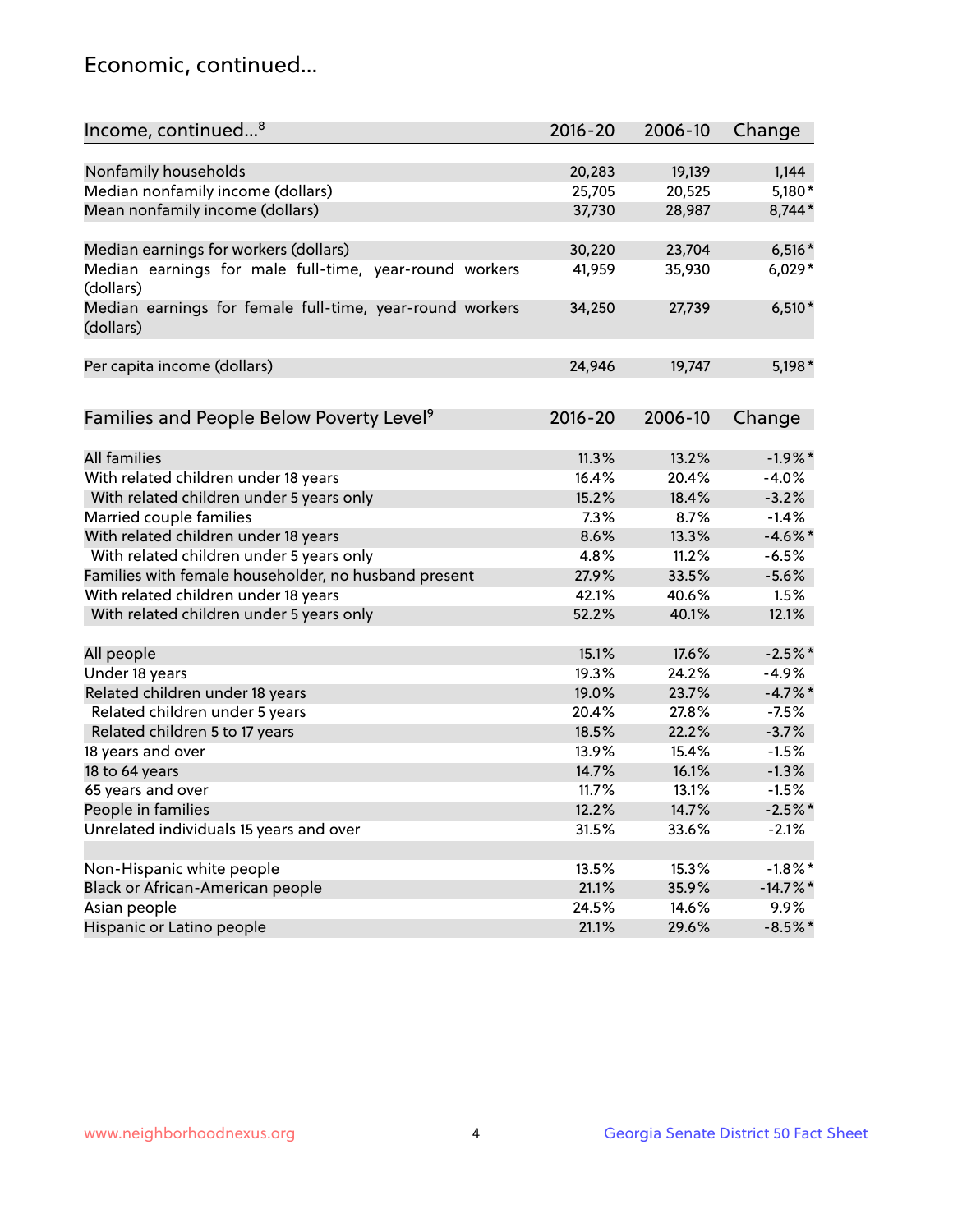## Economic, continued...

| Income, continued...[8] | 2016-20 | 2006-10 | Change |
|---|---|---|---|
| Nonfamily households | 20,283 | 19,139 | 1,144 |
| Median nonfamily income (dollars) | 25,705 | 20,525 | 5,180* |
| Mean nonfamily income (dollars) | 37,730 | 28,987 | 8,744* |
| Median earnings for workers (dollars) | 30,220 | 23,704 | 6,516* |
| Median earnings for male full-time, year-round workers (dollars) | 41,959 | 35,930 | 6,029* |
| Median earnings for female full-time, year-round workers (dollars) | 34,250 | 27,739 | 6,510* |
| Per capita income (dollars) | 24,946 | 19,747 | 5,198* |

| Families and People Below Poverty Level[9] | 2016-20 | 2006-10 | Change |
|---|---|---|---|
| All families | 11.3% | 13.2% | -1.9%* |
| With related children under 18 years | 16.4% | 20.4% | -4.0% |
| With related children under 5 years only | 15.2% | 18.4% | -3.2% |
| Married couple families | 7.3% | 8.7% | -1.4% |
| With related children under 18 years | 8.6% | 13.3% | -4.6%* |
| With related children under 5 years only | 4.8% | 11.2% | -6.5% |
| Families with female householder, no husband present | 27.9% | 33.5% | -5.6% |
| With related children under 18 years | 42.1% | 40.6% | 1.5% |
| With related children under 5 years only | 52.2% | 40.1% | 12.1% |
| All people | 15.1% | 17.6% | -2.5%* |
| Under 18 years | 19.3% | 24.2% | -4.9% |
| Related children under 18 years | 19.0% | 23.7% | -4.7%* |
| Related children under 5 years | 20.4% | 27.8% | -7.5% |
| Related children 5 to 17 years | 18.5% | 22.2% | -3.7% |
| 18 years and over | 13.9% | 15.4% | -1.5% |
| 18 to 64 years | 14.7% | 16.1% | -1.3% |
| 65 years and over | 11.7% | 13.1% | -1.5% |
| People in families | 12.2% | 14.7% | -2.5%* |
| Unrelated individuals 15 years and over | 31.5% | 33.6% | -2.1% |
| Non-Hispanic white people | 13.5% | 15.3% | -1.8%* |
| Black or African-American people | 21.1% | 35.9% | -14.7%* |
| Asian people | 24.5% | 14.6% | 9.9% |
| Hispanic or Latino people | 21.1% | 29.6% | -8.5%* |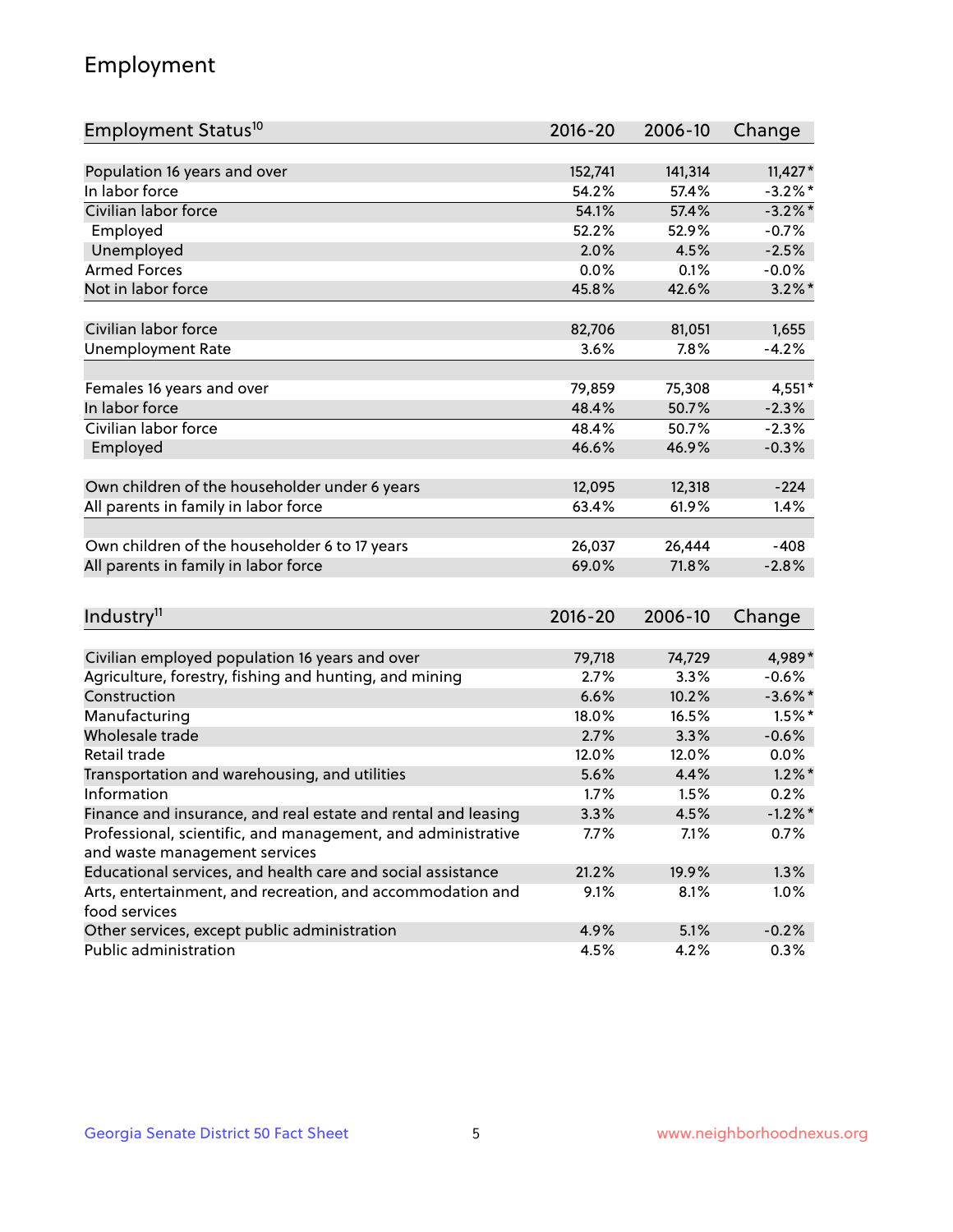## Employment

| Employment Status[10] | 2016-20 | 2006-10 | Change |
| --- | --- | --- | --- |
| Population 16 years and over | 152,741 | 141,314 | 11,427* |
| In labor force | 54.2% | 57.4% | -3.2%* |
| Civilian labor force | 54.1% | 57.4% | -3.2%* |
| Employed | 52.2% | 52.9% | -0.7% |
| Unemployed | 2.0% | 4.5% | -2.5% |
| Armed Forces | 0.0% | 0.1% | -0.0% |
| Not in labor force | 45.8% | 42.6% | 3.2%* |
| | | | |
| Civilian labor force | 82,706 | 81,051 | 1,655 |
| Unemployment Rate | 3.6% | 7.8% | -4.2% |
| | | | |
| Females 16 years and over | 79,859 | 75,308 | 4,551* |
| In labor force | 48.4% | 50.7% | -2.3% |
| Civilian labor force | 48.4% | 50.7% | -2.3% |
| Employed | 46.6% | 46.9% | -0.3% |
| | | | |
| Own children of the householder under 6 years | 12,095 | 12,318 | -224 |
| All parents in family in labor force | 63.4% | 61.9% | 1.4% |
| | | | |
| Own children of the householder 6 to 17 years | 26,037 | 26,444 | -408 |
| All parents in family in labor force | 69.0% | 71.8% | -2.8% |

| Industry[11] | 2016-20 | 2006-10 | Change |
| --- | --- | --- | --- |
| Civilian employed population 16 years and over | 79,718 | 74,729 | 4,989* |
| Agriculture, forestry, fishing and hunting, and mining | 2.7% | 3.3% | -0.6% |
| Construction | 6.6% | 10.2% | -3.6%* |
| Manufacturing | 18.0% | 16.5% | 1.5%* |
| Wholesale trade | 2.7% | 3.3% | -0.6% |
| Retail trade | 12.0% | 12.0% | 0.0% |
| Transportation and warehousing, and utilities | 5.6% | 4.4% | 1.2%* |
| Information | 1.7% | 1.5% | 0.2% |
| Finance and insurance, and real estate and rental and leasing | 3.3% | 4.5% | -1.2%* |
| Professional, scientific, and management, and administrative and waste management services | 7.7% | 7.1% | 0.7% |
| Educational services, and health care and social assistance | 21.2% | 19.9% | 1.3% |
| Arts, entertainment, and recreation, and accommodation and food services | 9.1% | 8.1% | 1.0% |
| Other services, except public administration | 4.9% | 5.1% | -0.2% |
| Public administration | 4.5% | 4.2% | 0.3% |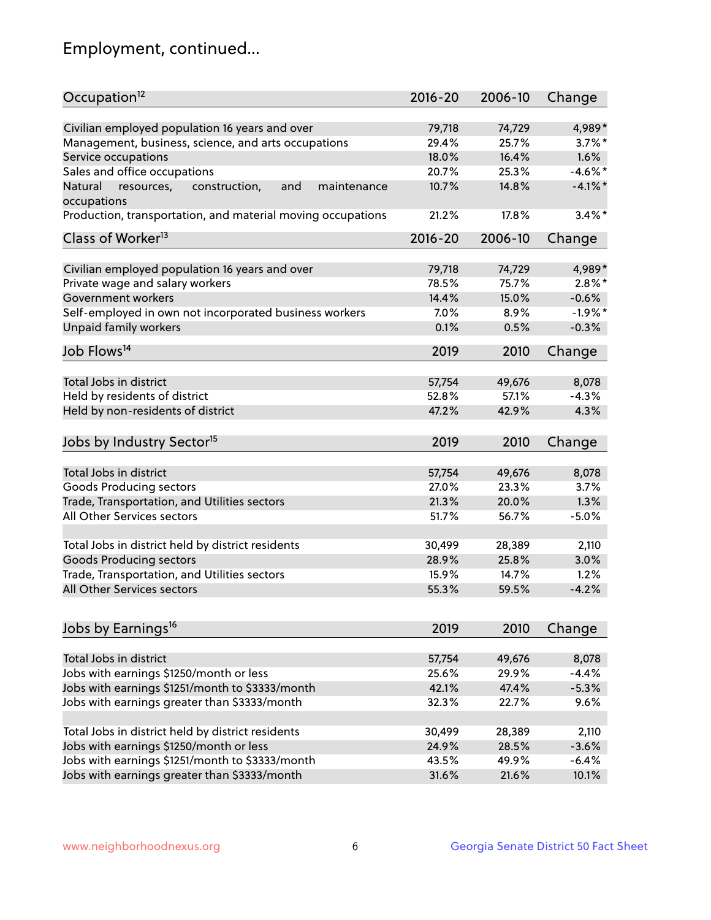# Employment, continued...

| Occupation[12] | 2016-20 | 2006-10 | Change |
|---|---|---|---|
| Civilian employed population 16 years and over | 79,718 | 74,729 | 4,989* |
| Management, business, science, and arts occupations | 29.4% | 25.7% | 3.7%* |
| Service occupations | 18.0% | 16.4% | 1.6% |
| Sales and office occupations | 20.7% | 25.3% | -4.6%* |
| Natural resources, construction, and maintenance occupations | 10.7% | 14.8% | -4.1%* |
| Production, transportation, and material moving occupations | 21.2% | 17.8% | 3.4%* |

| Class of Worker[13] | 2016-20 | 2006-10 | Change |
|---|---|---|---|
| Civilian employed population 16 years and over | 79,718 | 74,729 | 4,989* |
| Private wage and salary workers | 78.5% | 75.7% | 2.8%* |
| Government workers | 14.4% | 15.0% | -0.6% |
| Self-employed in own not incorporated business workers | 7.0% | 8.9% | -1.9%* |
| Unpaid family workers | 0.1% | 0.5% | -0.3% |

| Job Flows[14] | 2019 | 2010 | Change |
|---|---|---|---|
| Total Jobs in district | 57,754 | 49,676 | 8,078 |
| Held by residents of district | 52.8% | 57.1% | -4.3% |
| Held by non-residents of district | 47.2% | 42.9% | 4.3% |

| Jobs by Industry Sector[15] | 2019 | 2010 | Change |
|---|---|---|---|
| Total Jobs in district | 57,754 | 49,676 | 8,078 |
| Goods Producing sectors | 27.0% | 23.3% | 3.7% |
| Trade, Transportation, and Utilities sectors | 21.3% | 20.0% | 1.3% |
| All Other Services sectors | 51.7% | 56.7% | -5.0% |
| | | | |
| Total Jobs in district held by district residents | 30,499 | 28,389 | 2,110 |
| Goods Producing sectors | 28.9% | 25.8% | 3.0% |
| Trade, Transportation, and Utilities sectors | 15.9% | 14.7% | 1.2% |
| All Other Services sectors | 55.3% | 59.5% | -4.2% |

| Jobs by Earnings[16] | 2019 | 2010 | Change |
|---|---|---|---|
| Total Jobs in district | 57,754 | 49,676 | 8,078 |
| Jobs with earnings $1250/month or less | 25.6% | 29.9% | -4.4% |
| Jobs with earnings $1251/month to $3333/month | 42.1% | 47.4% | -5.3% |
| Jobs with earnings greater than $3333/month | 32.3% | 22.7% | 9.6% |
| | | | |
| Total Jobs in district held by district residents | 30,499 | 28,389 | 2,110 |
| Jobs with earnings $1250/month or less | 24.9% | 28.5% | -3.6% |
| Jobs with earnings $1251/month to $3333/month | 43.5% | 49.9% | -6.4% |
| Jobs with earnings greater than $3333/month | 31.6% | 21.6% | 10.1% |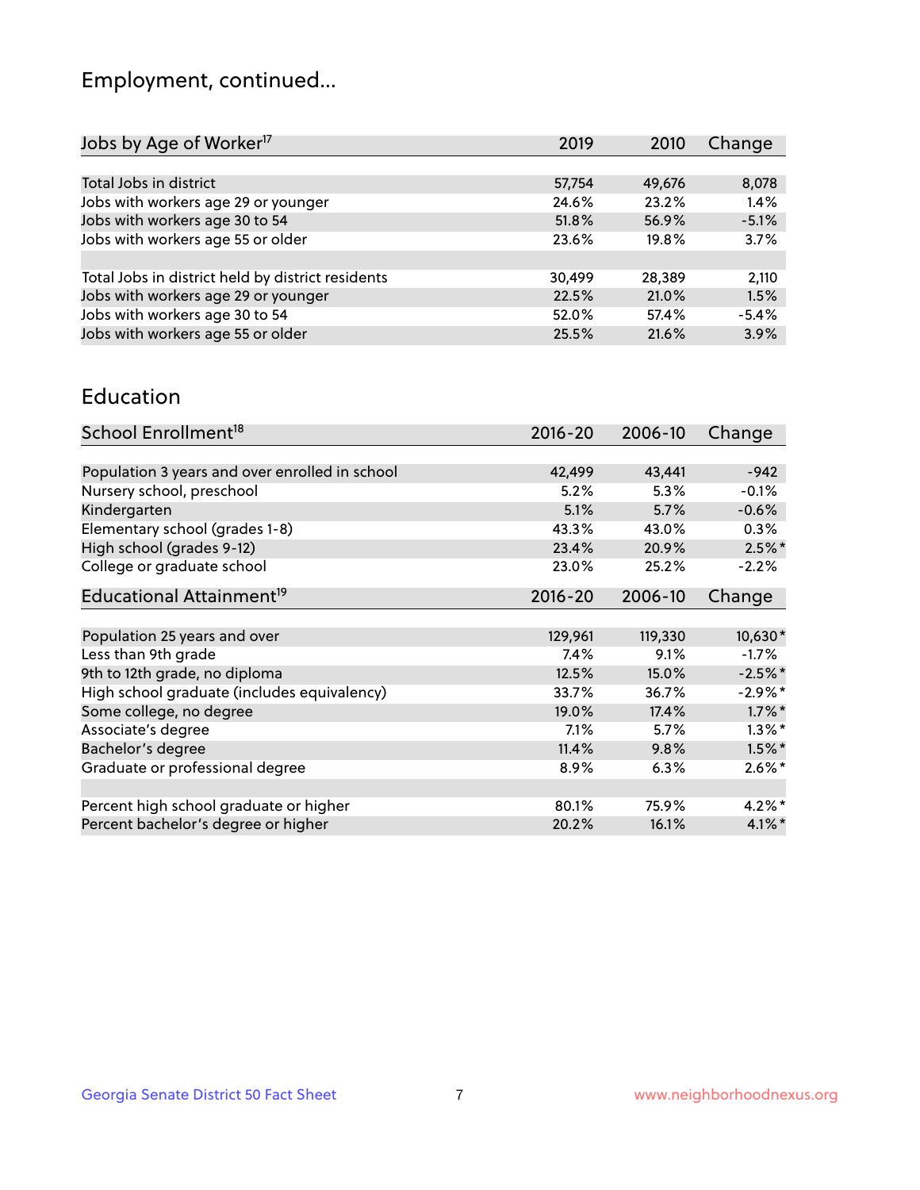# Employment, continued...

| Jobs by Age of Worker[17] | 2019 | 2010 | Change |
|---|---|---|---|
| Total Jobs in district | 57,754 | 49,676 | 8,078 |
| Jobs with workers age 29 or younger | 24.6% | 23.2% | 1.4% |
| Jobs with workers age 30 to 54 | 51.8% | 56.9% | -5.1% |
| Jobs with workers age 55 or older | 23.6% | 19.8% | 3.7% |
| | | | |
| Total Jobs in district held by district residents | 30,499 | 28,389 | 2,110 |
| Jobs with workers age 29 or younger | 22.5% | 21.0% | 1.5% |
| Jobs with workers age 30 to 54 | 52.0% | 57.4% | -5.4% |
| Jobs with workers age 55 or older | 25.5% | 21.6% | 3.9% |

## Education

| School Enrollment[18] | 2016-20 | 2006-10 | Change |
|---|---|---|---|
| Population 3 years and over enrolled in school | 42,499 | 43,441 | -942 |
| Nursery school, preschool | 5.2% | 5.3% | -0.1% |
| Kindergarten | 5.1% | 5.7% | -0.6% |
| Elementary school (grades 1-8) | 43.3% | 43.0% | 0.3% |
| High school (grades 9-12) | 23.4% | 20.9% | 2.5%* |
| College or graduate school | 23.0% | 25.2% | -2.2% |

| Educational Attainment[19] | 2016-20 | 2006-10 | Change |
|---|---|---|---|
| Population 25 years and over | 129,961 | 119,330 | 10,630* |
| Less than 9th grade | 7.4% | 9.1% | -1.7% |
| 9th to 12th grade, no diploma | 12.5% | 15.0% | -2.5%* |
| High school graduate (includes equivalency) | 33.7% | 36.7% | -2.9%* |
| Some college, no degree | 19.0% | 17.4% | 1.7%* |
| Associate's degree | 7.1% | 5.7% | 1.3%* |
| Bachelor's degree | 11.4% | 9.8% | 1.5%* |
| Graduate or professional degree | 8.9% | 6.3% | 2.6%* |
| | | | |
| Percent high school graduate or higher | 80.1% | 75.9% | 4.2%* |
| Percent bachelor's degree or higher | 20.2% | 16.1% | 4.1%* |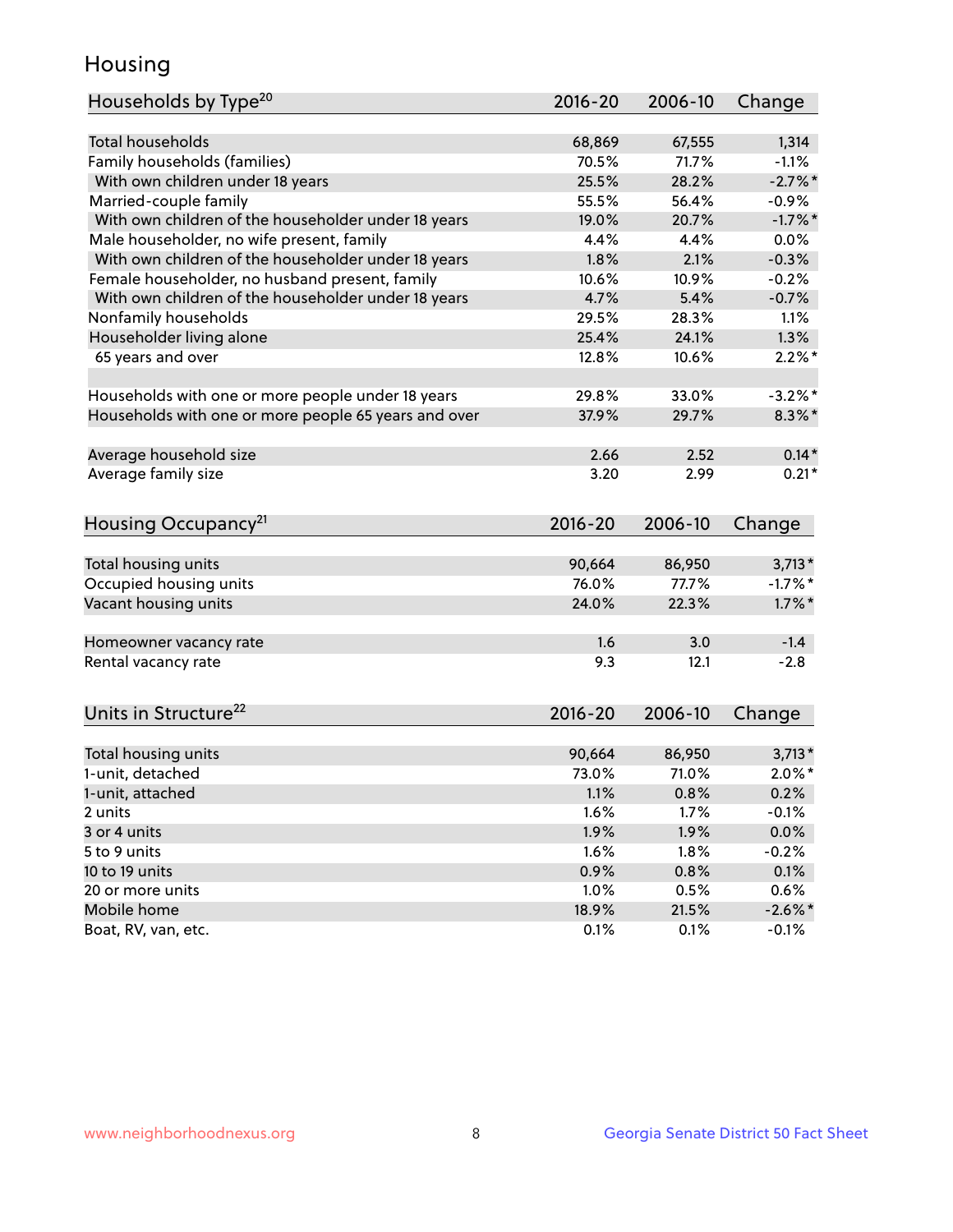# Housing

| Households by Type[20] | 2016-20 | 2006-10 | Change |
|---|---|---|---|
| Total households | 68,869 | 67,555 | 1,314 |
| Family households (families) | 70.5% | 71.7% | -1.1% |
| With own children under 18 years | 25.5% | 28.2% | -2.7%* |
| Married-couple family | 55.5% | 56.4% | -0.9% |
| With own children of the householder under 18 years | 19.0% | 20.7% | -1.7%* |
| Male householder, no wife present, family | 4.4% | 4.4% | 0.0% |
| With own children of the householder under 18 years | 1.8% | 2.1% | -0.3% |
| Female householder, no husband present, family | 10.6% | 10.9% | -0.2% |
| With own children of the householder under 18 years | 4.7% | 5.4% | -0.7% |
| Nonfamily households | 29.5% | 28.3% | 1.1% |
| Householder living alone | 25.4% | 24.1% | 1.3% |
| 65 years and over | 12.8% | 10.6% | 2.2%* |
| | | | |
| Households with one or more people under 18 years | 29.8% | 33.0% | -3.2%* |
| Households with one or more people 65 years and over | 37.9% | 29.7% | 8.3%* |
| | | | |
| Average household size | 2.66 | 2.52 | 0.14* |
| Average family size | 3.20 | 2.99 | 0.21* |

| Housing Occupancy[21] | 2016-20 | 2006-10 | Change |
|---|---|---|---|
| Total housing units | 90,664 | 86,950 | 3,713* |
| Occupied housing units | 76.0% | 77.7% | -1.7%* |
| Vacant housing units | 24.0% | 22.3% | 1.7%* |
| | | | |
| Homeowner vacancy rate | 1.6 | 3.0 | -1.4 |
| Rental vacancy rate | 9.3 | 12.1 | -2.8 |

| Units in Structure[22] | 2016-20 | 2006-10 | Change |
|---|---|---|---|
| Total housing units | 90,664 | 86,950 | 3,713* |
| 1-unit, detached | 73.0% | 71.0% | 2.0%* |
| 1-unit, attached | 1.1% | 0.8% | 0.2% |
| 2 units | 1.6% | 1.7% | -0.1% |
| 3 or 4 units | 1.9% | 1.9% | 0.0% |
| 5 to 9 units | 1.6% | 1.8% | -0.2% |
| 10 to 19 units | 0.9% | 0.8% | 0.1% |
| 20 or more units | 1.0% | 0.5% | 0.6% |
| Mobile home | 18.9% | 21.5% | -2.6%* |
| Boat, RV, van, etc. | 0.1% | 0.1% | -0.1% |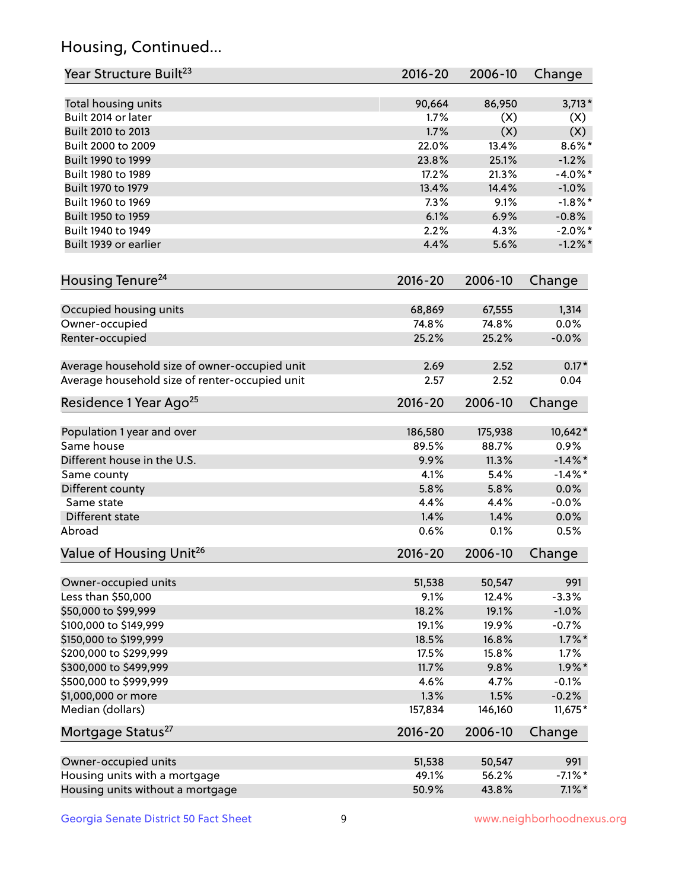## Housing, Continued...

| Year Structure Built[23] | 2016-20 | 2006-10 | Change |
|---|---|---|---|
| Total housing units | 90,664 | 86,950 | 3,713* |
| Built 2014 or later | 1.7% | (X) | (X) |
| Built 2010 to 2013 | 1.7% | (X) | (X) |
| Built 2000 to 2009 | 22.0% | 13.4% | 8.6%* |
| Built 1990 to 1999 | 23.8% | 25.1% | -1.2% |
| Built 1980 to 1989 | 17.2% | 21.3% | -4.0%* |
| Built 1970 to 1979 | 13.4% | 14.4% | -1.0% |
| Built 1960 to 1969 | 7.3% | 9.1% | -1.8%* |
| Built 1950 to 1959 | 6.1% | 6.9% | -0.8% |
| Built 1940 to 1949 | 2.2% | 4.3% | -2.0%* |
| Built 1939 or earlier | 4.4% | 5.6% | -1.2%* |

| Housing Tenure[24] | 2016-20 | 2006-10 | Change |
|---|---|---|---|
| Occupied housing units | 68,869 | 67,555 | 1,314 |
| Owner-occupied | 74.8% | 74.8% | 0.0% |
| Renter-occupied | 25.2% | 25.2% | -0.0% |
| Average household size of owner-occupied unit | 2.69 | 2.52 | 0.17* |
| Average household size of renter-occupied unit | 2.57 | 2.52 | 0.04 |

| Residence 1 Year Ago[25] | 2016-20 | 2006-10 | Change |
|---|---|---|---|
| Population 1 year and over | 186,580 | 175,938 | 10,642* |
| Same house | 89.5% | 88.7% | 0.9% |
| Different house in the U.S. | 9.9% | 11.3% | -1.4%* |
| Same county | 4.1% | 5.4% | -1.4%* |
| Different county | 5.8% | 5.8% | 0.0% |
| Same state | 4.4% | 4.4% | -0.0% |
| Different state | 1.4% | 1.4% | 0.0% |
| Abroad | 0.6% | 0.1% | 0.5% |

| Value of Housing Unit[26] | 2016-20 | 2006-10 | Change |
|---|---|---|---|
| Owner-occupied units | 51,538 | 50,547 | 991 |
| Less than $50,000 | 9.1% | 12.4% | -3.3% |
| $50,000 to $99,999 | 18.2% | 19.1% | -1.0% |
| $100,000 to $149,999 | 19.1% | 19.9% | -0.7% |
| $150,000 to $199,999 | 18.5% | 16.8% | 1.7%* |
| $200,000 to $299,999 | 17.5% | 15.8% | 1.7% |
| $300,000 to $499,999 | 11.7% | 9.8% | 1.9%* |
| $500,000 to $999,999 | 4.6% | 4.7% | -0.1% |
| $1,000,000 or more | 1.3% | 1.5% | -0.2% |
| Median (dollars) | 157,834 | 146,160 | 11,675* |

| Mortgage Status[27] | 2016-20 | 2006-10 | Change |
|---|---|---|---|
| Owner-occupied units | 51,538 | 50,547 | 991 |
| Housing units with a mortgage | 49.1% | 56.2% | -7.1%* |
| Housing units without a mortgage | 50.9% | 43.8% | 7.1%* |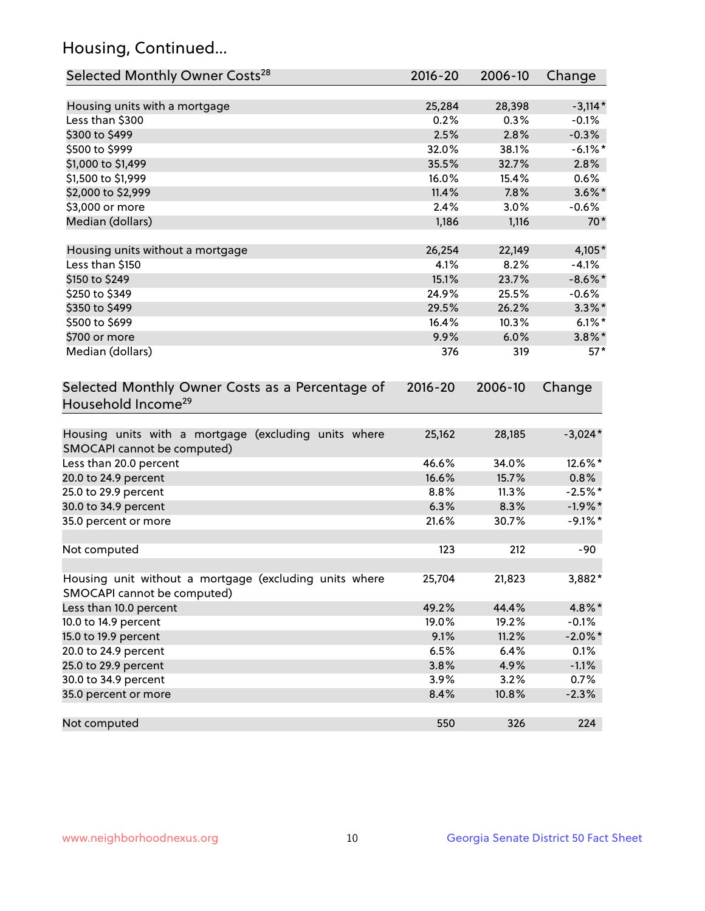## Housing, Continued...

| Selected Monthly Owner Costs[28] | 2016-20 | 2006-10 | Change |
|---|---|---|---|
| Housing units with a mortgage | 25,284 | 28,398 | -3,114* |
| Less than $300 | 0.2% | 0.3% | -0.1% |
| $300 to $499 | 2.5% | 2.8% | -0.3% |
| $500 to $999 | 32.0% | 38.1% | -6.1%* |
| $1,000 to $1,499 | 35.5% | 32.7% | 2.8% |
| $1,500 to $1,999 | 16.0% | 15.4% | 0.6% |
| $2,000 to $2,999 | 11.4% | 7.8% | 3.6%* |
| $3,000 or more | 2.4% | 3.0% | -0.6% |
| Median (dollars) | 1,186 | 1,116 | 70* |
| | | | |
| Housing units without a mortgage | 26,254 | 22,149 | 4,105* |
| Less than $150 | 4.1% | 8.2% | -4.1% |
| $150 to $249 | 15.1% | 23.7% | -8.6%* |
| $250 to $349 | 24.9% | 25.5% | -0.6% |
| $350 to $499 | 29.5% | 26.2% | 3.3%* |
| $500 to $699 | 16.4% | 10.3% | 6.1%* |
| $700 or more | 9.9% | 6.0% | 3.8%* |
| Median (dollars) | 376 | 319 | 57* |

| Selected Monthly Owner Costs as a Percentage of Household Income[29] | 2016-20 | 2006-10 | Change |
|---|---|---|---|
| Housing units with a mortgage (excluding units where SMOCAPI cannot be computed) | 25,162 | 28,185 | -3,024* |
| Less than 20.0 percent | 46.6% | 34.0% | 12.6%* |
| 20.0 to 24.9 percent | 16.6% | 15.7% | 0.8% |
| 25.0 to 29.9 percent | 8.8% | 11.3% | -2.5%* |
| 30.0 to 34.9 percent | 6.3% | 8.3% | -1.9%* |
| 35.0 percent or more | 21.6% | 30.7% | -9.1%* |
| | | | |
| Not computed | 123 | 212 | -90 |
| | | | |
| Housing unit without a mortgage (excluding units where SMOCAPI cannot be computed) | 25,704 | 21,823 | 3,882* |
| Less than 10.0 percent | 49.2% | 44.4% | 4.8%* |
| 10.0 to 14.9 percent | 19.0% | 19.2% | -0.1% |
| 15.0 to 19.9 percent | 9.1% | 11.2% | -2.0%* |
| 20.0 to 24.9 percent | 6.5% | 6.4% | 0.1% |
| 25.0 to 29.9 percent | 3.8% | 4.9% | -1.1% |
| 30.0 to 34.9 percent | 3.9% | 3.2% | 0.7% |
| 35.0 percent or more | 8.4% | 10.8% | -2.3% |
| | | | |
| Not computed | 550 | 326 | 224 |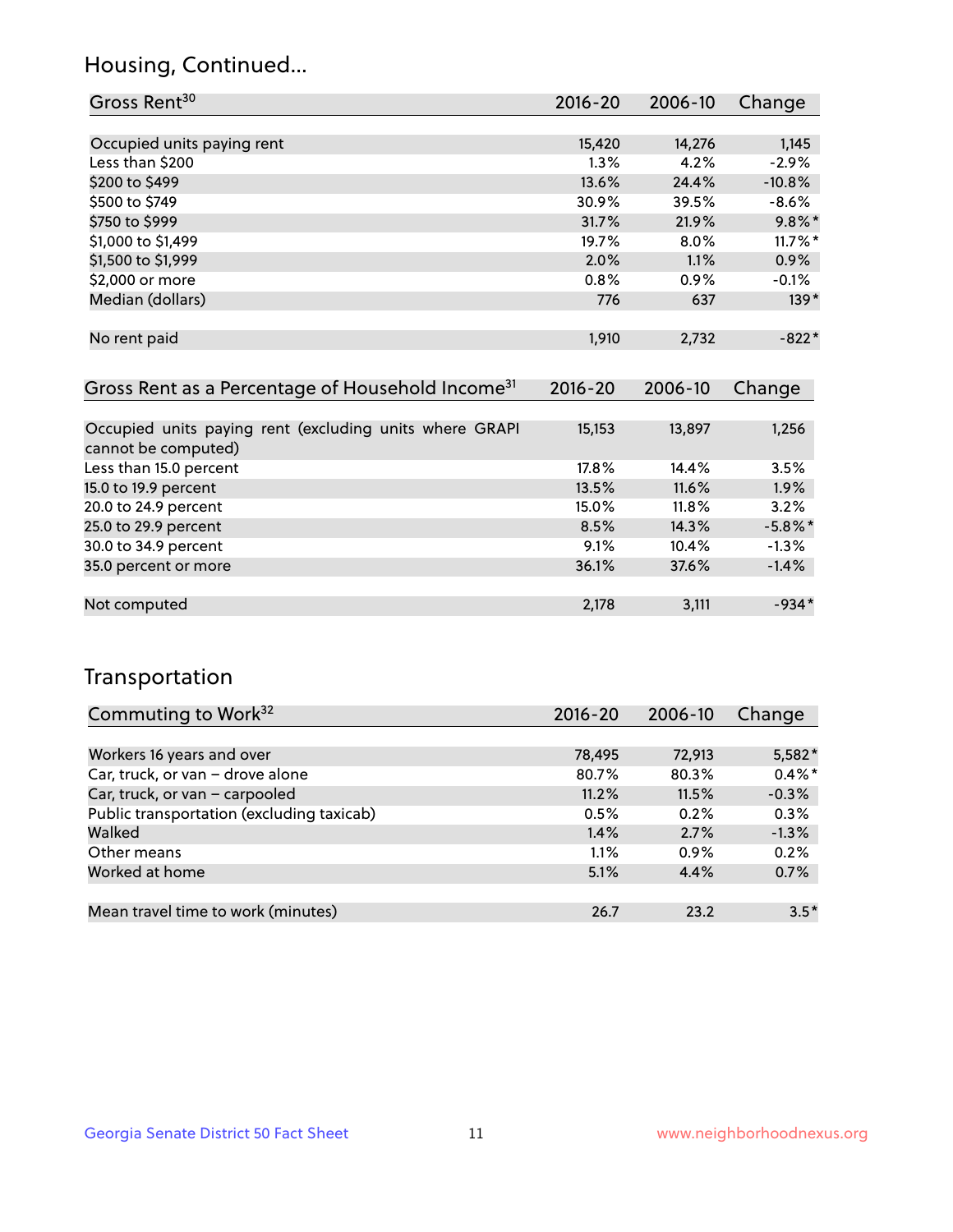## Housing, Continued...

| Gross Rent[30] | 2016-20 | 2006-10 | Change |
|---|---|---|---|
| Occupied units paying rent | 15,420 | 14,276 | 1,145 |
| Less than $200 | 1.3% | 4.2% | -2.9% |
| $200 to $499 | 13.6% | 24.4% | -10.8% |
| $500 to $749 | 30.9% | 39.5% | -8.6% |
| $750 to $999 | 31.7% | 21.9% | 9.8%* |
| $1,000 to $1,499 | 19.7% | 8.0% | 11.7%* |
| $1,500 to $1,999 | 2.0% | 1.1% | 0.9% |
| $2,000 or more | 0.8% | 0.9% | -0.1% |
| Median (dollars) | 776 | 637 | 139* |
| No rent paid | 1,910 | 2,732 | -822* |

| Gross Rent as a Percentage of Household Income[31] | 2016-20 | 2006-10 | Change |
|---|---|---|---|
| Occupied units paying rent (excluding units where GRAPI cannot be computed) | 15,153 | 13,897 | 1,256 |
| Less than 15.0 percent | 17.8% | 14.4% | 3.5% |
| 15.0 to 19.9 percent | 13.5% | 11.6% | 1.9% |
| 20.0 to 24.9 percent | 15.0% | 11.8% | 3.2% |
| 25.0 to 29.9 percent | 8.5% | 14.3% | -5.8%* |
| 30.0 to 34.9 percent | 9.1% | 10.4% | -1.3% |
| 35.0 percent or more | 36.1% | 37.6% | -1.4% |
| Not computed | 2,178 | 3,111 | -934* |

## Transportation

| Commuting to Work[32] | 2016-20 | 2006-10 | Change |
|---|---|---|---|
| Workers 16 years and over | 78,495 | 72,913 | 5,582* |
| Car, truck, or van – drove alone | 80.7% | 80.3% | 0.4%* |
| Car, truck, or van – carpooled | 11.2% | 11.5% | -0.3% |
| Public transportation (excluding taxicab) | 0.5% | 0.2% | 0.3% |
| Walked | 1.4% | 2.7% | -1.3% |
| Other means | 1.1% | 0.9% | 0.2% |
| Worked at home | 5.1% | 4.4% | 0.7% |
| Mean travel time to work (minutes) | 26.7 | 23.2 | 3.5* |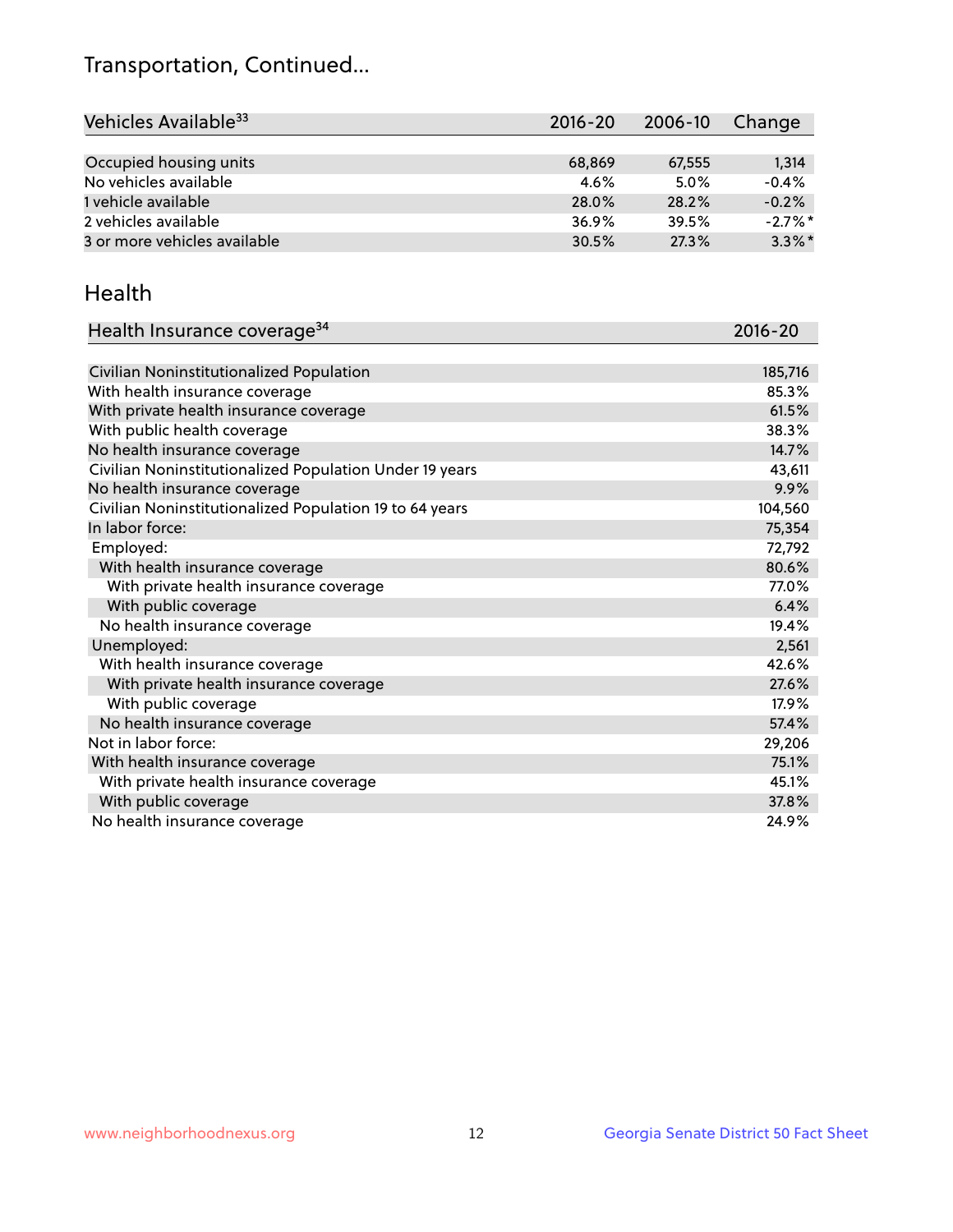# Transportation, Continued...

| Vehicles Available[33] | 2016-20 | 2006-10 | Change |
|---|---|---|---|
| Occupied housing units | 68,869 | 67,555 | 1,314 |
| No vehicles available | 4.6% | 5.0% | -0.4% |
| 1 vehicle available | 28.0% | 28.2% | -0.2% |
| 2 vehicles available | 36.9% | 39.5% | -2.7%* |
| 3 or more vehicles available | 30.5% | 27.3% | 3.3%* |

## Health

| Health Insurance coverage[34] | 2016-20 |
|---|---|
| Civilian Noninstitutionalized Population | 185,716 |
| With health insurance coverage | 85.3% |
| With private health insurance coverage | 61.5% |
| With public health coverage | 38.3% |
| No health insurance coverage | 14.7% |
| Civilian Noninstitutionalized Population Under 19 years | 43,611 |
| No health insurance coverage | 9.9% |
| Civilian Noninstitutionalized Population 19 to 64 years | 104,560 |
| In labor force: | 75,354 |
| Employed: | 72,792 |
| With health insurance coverage | 80.6% |
| With private health insurance coverage | 77.0% |
| With public coverage | 6.4% |
| No health insurance coverage | 19.4% |
| Unemployed: | 2,561 |
| With health insurance coverage | 42.6% |
| With private health insurance coverage | 27.6% |
| With public coverage | 17.9% |
| No health insurance coverage | 57.4% |
| Not in labor force: | 29,206 |
| With health insurance coverage | 75.1% |
| With private health insurance coverage | 45.1% |
| With public coverage | 37.8% |
| No health insurance coverage | 24.9% |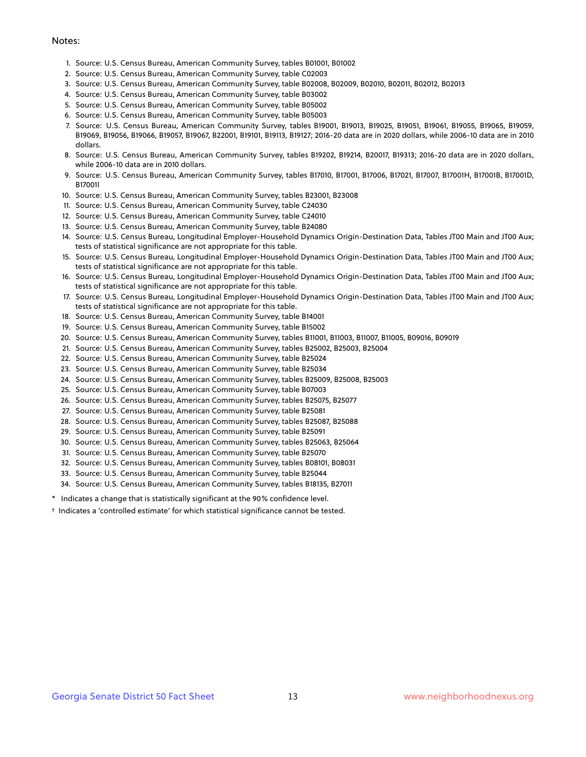Notes:

1. Source: U.S. Census Bureau, American Community Survey, tables B01001, B01002
2. Source: U.S. Census Bureau, American Community Survey, table C02003
3. Source: U.S. Census Bureau, American Community Survey, table B02008, B02009, B02010, B02011, B02012, B02013
4. Source: U.S. Census Bureau, American Community Survey, table B03002
5. Source: U.S. Census Bureau, American Community Survey, table B05002
6. Source: U.S. Census Bureau, American Community Survey, table B05003
7. Source: U.S. Census Bureau, American Community Survey, tables B19001, B19013, B19025, B19051, B19061, B19055, B19065, B19059, B19069, B19056, B19066, B19057, B19067, B22001, B19101, B19113, B19127; 2016-20 data are in 2020 dollars, while 2006-10 data are in 2010 dollars.
8. Source: U.S. Census Bureau, American Community Survey, tables B19202, B19214, B20017, B19313; 2016-20 data are in 2020 dollars, while 2006-10 data are in 2010 dollars.
9. Source: U.S. Census Bureau, American Community Survey, tables B17010, B17001, B17006, B17021, B17007, B17001H, B17001B, B17001D, B17001I
10. Source: U.S. Census Bureau, American Community Survey, tables B23001, B23008
11. Source: U.S. Census Bureau, American Community Survey, table C24030
12. Source: U.S. Census Bureau, American Community Survey, table C24010
13. Source: U.S. Census Bureau, American Community Survey, table B24080
14. Source: U.S. Census Bureau, Longitudinal Employer-Household Dynamics Origin-Destination Data, Tables JT00 Main and JT00 Aux; tests of statistical significance are not appropriate for this table.
15. Source: U.S. Census Bureau, Longitudinal Employer-Household Dynamics Origin-Destination Data, Tables JT00 Main and JT00 Aux; tests of statistical significance are not appropriate for this table.
16. Source: U.S. Census Bureau, Longitudinal Employer-Household Dynamics Origin-Destination Data, Tables JT00 Main and JT00 Aux; tests of statistical significance are not appropriate for this table.
17. Source: U.S. Census Bureau, Longitudinal Employer-Household Dynamics Origin-Destination Data, Tables JT00 Main and JT00 Aux; tests of statistical significance are not appropriate for this table.
18. Source: U.S. Census Bureau, American Community Survey, table B14001
19. Source: U.S. Census Bureau, American Community Survey, table B15002
20. Source: U.S. Census Bureau, American Community Survey, tables B11001, B11003, B11007, B11005, B09016, B09019
21. Source: U.S. Census Bureau, American Community Survey, tables B25002, B25003, B25004
22. Source: U.S. Census Bureau, American Community Survey, table B25024
23. Source: U.S. Census Bureau, American Community Survey, table B25034
24. Source: U.S. Census Bureau, American Community Survey, tables B25009, B25008, B25003
25. Source: U.S. Census Bureau, American Community Survey, table B07003
26. Source: U.S. Census Bureau, American Community Survey, tables B25075, B25077
27. Source: U.S. Census Bureau, American Community Survey, table B25081
28. Source: U.S. Census Bureau, American Community Survey, tables B25087, B25088
29. Source: U.S. Census Bureau, American Community Survey, table B25091
30. Source: U.S. Census Bureau, American Community Survey, tables B25063, B25064
31. Source: U.S. Census Bureau, American Community Survey, table B25070
32. Source: U.S. Census Bureau, American Community Survey, tables B08101, B08031
33. Source: U.S. Census Bureau, American Community Survey, table B25044
34. Source: U.S. Census Bureau, American Community Survey, tables B18135, B27011

\* Indicates a change that is statistically significant at the 90% confidence level.

† Indicates a 'controlled estimate' for which statistical significance cannot be tested.